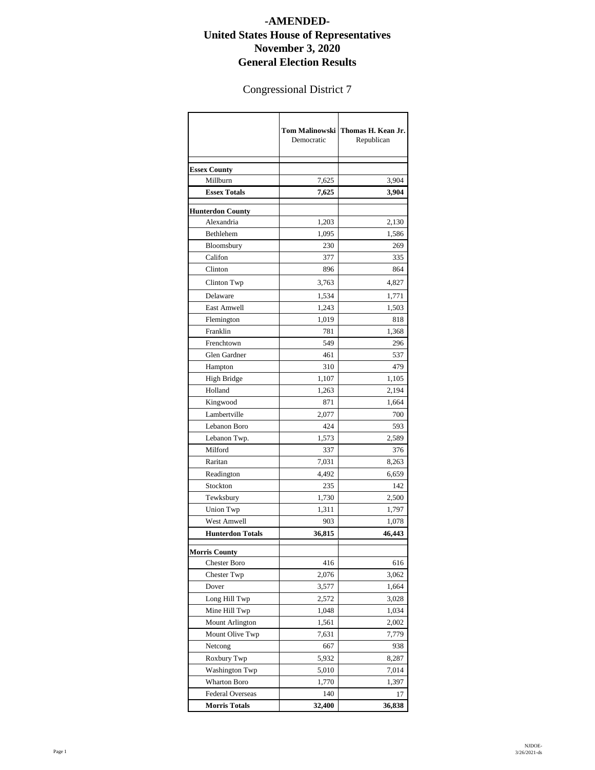# -AMENDED-
# United States House of Representatives
# November 3, 2020
# General Election Results

## Congressional District 7

| | **Tom Malinowski** Democratic | **Thomas H. Kean Jr.** Republican |
|---|---|---|
| **Essex County** | | |
| Millburn | 7,625 | 3,904 |
| **Essex Totals** | **7,625** | **3,904** |
| **Hunterdon County** | | |
| Alexandria | 1,203 | 2,130 |
| Bethlehem | 1,095 | 1,586 |
| Bloomsbury | 230 | 269 |
| Califon | 377 | 335 |
| Clinton | 896 | 864 |
| Clinton Twp | 3,763 | 4,827 |
| Delaware | 1,534 | 1,771 |
| East Amwell | 1,243 | 1,503 |
| Flemington | 1,019 | 818 |
| Franklin | 781 | 1,368 |
| Frenchtown | 549 | 296 |
| Glen Gardner | 461 | 537 |
| Hampton | 310 | 479 |
| High Bridge | 1,107 | 1,105 |
| Holland | 1,263 | 2,194 |
| Kingwood | 871 | 1,664 |
| Lambertville | 2,077 | 700 |
| Lebanon Boro | 424 | 593 |
| Lebanon Twp. | 1,573 | 2,589 |
| Milford | 337 | 376 |
| Raritan | 7,031 | 8,263 |
| Readington | 4,492 | 6,659 |
| Stockton | 235 | 142 |
| Tewksbury | 1,730 | 2,500 |
| Union Twp | 1,311 | 1,797 |
| West Amwell | 903 | 1,078 |
| **Hunterdon Totals** | **36,815** | **46,443** |
| **Morris County** | | |
| Chester Boro | 416 | 616 |
| Chester Twp | 2,076 | 3,062 |
| Dover | 3,577 | 1,664 |
| Long Hill Twp | 2,572 | 3,028 |
| Mine Hill Twp | 1,048 | 1,034 |
| Mount Arlington | 1,561 | 2,002 |
| Mount Olive Twp | 7,631 | 7,779 |
| Netcong | 667 | 938 |
| Roxbury Twp | 5,932 | 8,287 |
| Washington Twp | 5,010 | 7,014 |
| Wharton Boro | 1,770 | 1,397 |
| Federal Overseas | 140 | 17 |
| **Morris Totals** | **32,400** | **36,838** |

NJDOE-
3/26/2021-ds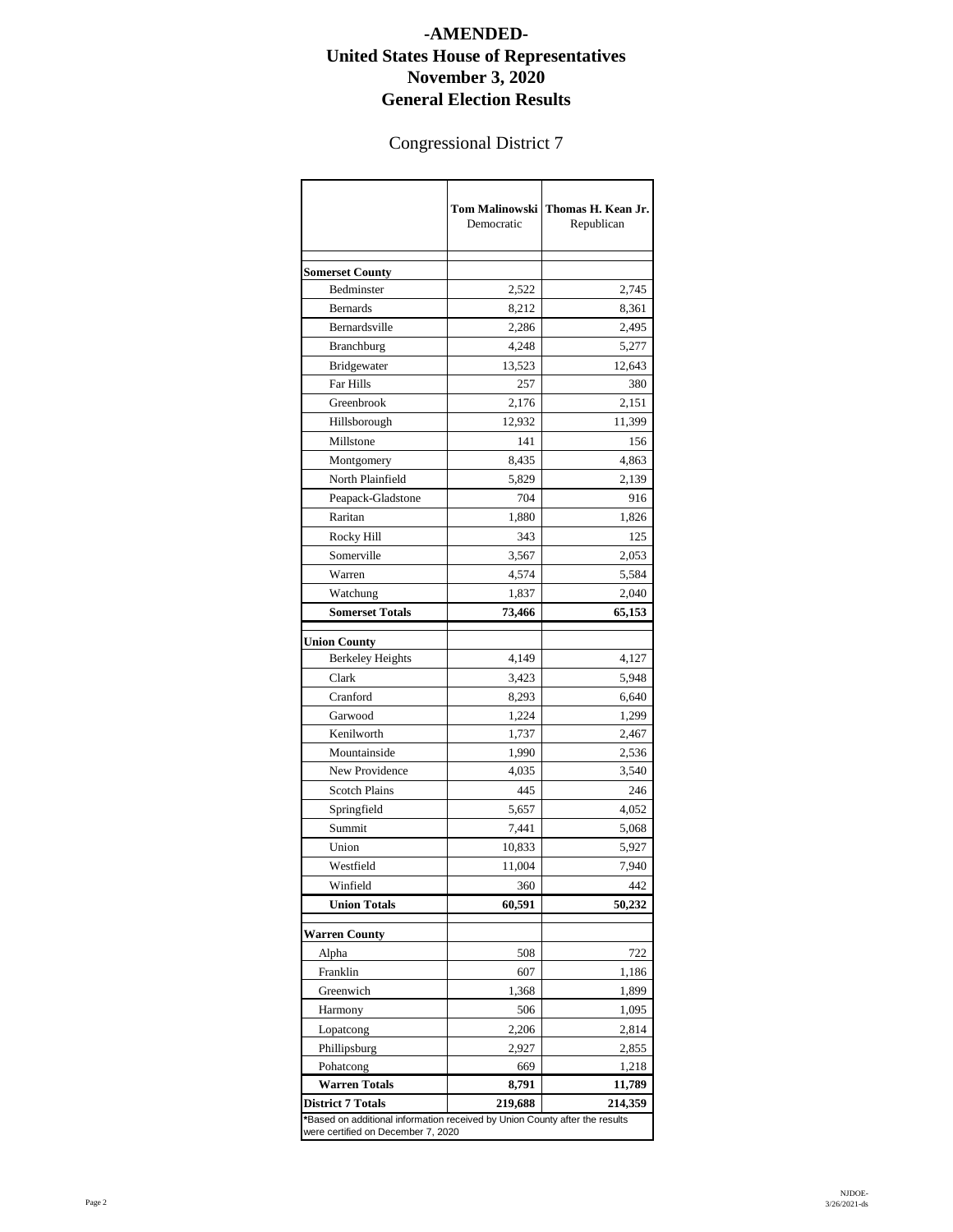# -AMENDED-
# United States House of Representatives
# November 3, 2020
# General Election Results

## Congressional District 7

| | **Tom Malinowski** Democratic | **Thomas H. Kean Jr.** Republican |
|---|---|---|
| **Somerset County** | | |
| Bedminster | 2,522 | 2,745 |
| Bernards | 8,212 | 8,361 |
| Bernardsville | 2,286 | 2,495 |
| Branchburg | 4,248 | 5,277 |
| Bridgewater | 13,523 | 12,643 |
| Far Hills | 257 | 380 |
| Greenbrook | 2,176 | 2,151 |
| Hillsborough | 12,932 | 11,399 |
| Millstone | 141 | 156 |
| Montgomery | 8,435 | 4,863 |
| North Plainfield | 5,829 | 2,139 |
| Peapack-Gladstone | 704 | 916 |
| Raritan | 1,880 | 1,826 |
| Rocky Hill | 343 | 125 |
| Somerville | 3,567 | 2,053 |
| Warren | 4,574 | 5,584 |
| Watchung | 1,837 | 2,040 |
| **Somerset Totals** | **73,466** | **65,153** |
| **Union County** | | |
| Berkeley Heights | 4,149 | 4,127 |
| Clark | 3,423 | 5,948 |
| Cranford | 8,293 | 6,640 |
| Garwood | 1,224 | 1,299 |
| Kenilworth | 1,737 | 2,467 |
| Mountainside | 1,990 | 2,536 |
| New Providence | 4,035 | 3,540 |
| Scotch Plains | 445 | 246 |
| Springfield | 5,657 | 4,052 |
| Summit | 7,441 | 5,068 |
| Union | 10,833 | 5,927 |
| Westfield | 11,004 | 7,940 |
| Winfield | 360 | 442 |
| **Union Totals** | **60,591** | **50,232** |
| **Warren County** | | |
| Alpha | 508 | 722 |
| Franklin | 607 | 1,186 |
| Greenwich | 1,368 | 1,899 |
| Harmony | 506 | 1,095 |
| Lopatcong | 2,206 | 2,814 |
| Phillipsburg | 2,927 | 2,855 |
| Pohatcong | 669 | 1,218 |
| **Warren Totals** | **8,791** | **11,789** |
| **District 7 Totals** | **219,688** | **214,359** |

*Based on additional information received by Union County after the results were certified on December 7, 2020

NJDOE-
3/26/2021-ds